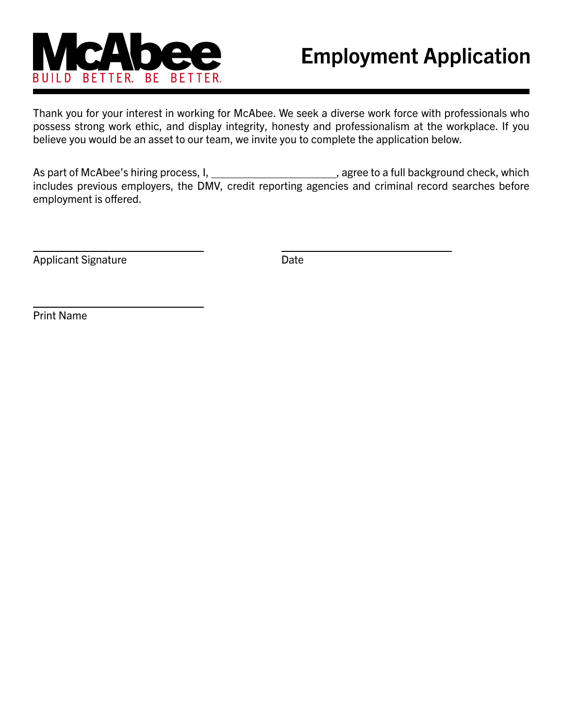McAbee

BUILD BETTER. BE BETTER.

# Employment Application

Thank you for your interest in working for McAbee. We seek a diverse work force with professionals who possess strong work ethic, and display integrity, honesty and professionalism at the workplace. If you believe you would be an asset to our team, we invite you to complete the application below.

As part of McAbee's hiring process, I, ______________________, agree to a full background check, which includes previous employers, the DMV, credit reporting agencies and criminal record searches before employment is offered.

______________________________ ______________________________

Applicant Signature Date

______________________________

Print Name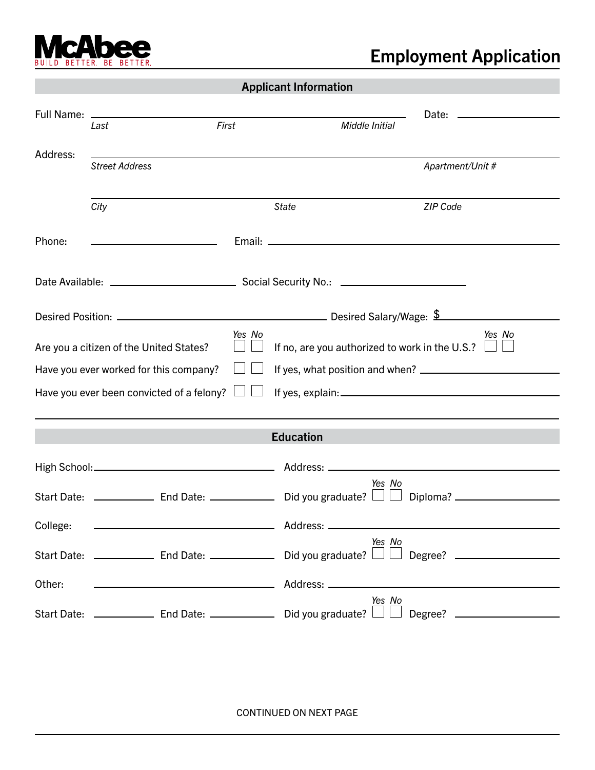McAbee
BUILD BETTER. BE BETTER.

# Employment Application

## Applicant Information

Full Name: ______________________________________ Date: ______________
*Last* *First* *Middle Initial*

Address: ________________________________________________
*Street Address* *Apartment/Unit #*

________________________________________________
*City* *State* *ZIP Code*

Phone: ______________ Email: ______________________________

Date Available: ______________ Social Security No.: ______________

Desired Position: ______________________ Desired Salary/Wage: $ ______________

Are you a citizen of the United States? *Yes* ☐ *No* ☐ If no, are you authorized to work in the U.S.? *Yes* ☐ *No* ☐

Have you ever worked for this company? ☐ ☐ If yes, what position and when? ______________

Have you ever been convicted of a felony? ☐ ☐ If yes, explain: ______________

## Education

High School: ______________ Address: ______________

Start Date: ________ End Date: ________ Did you graduate? *Yes* ☐ *No* ☐ Diploma? ______________

College: ______________ Address: ______________

Start Date: ________ End Date: ________ Did you graduate? *Yes* ☐ *No* ☐ Degree? ______________

Other: ______________ Address: ______________

Start Date: ________ End Date: ________ Did you graduate? *Yes* ☐ *No* ☐ Degree? ______________

CONTINUED ON NEXT PAGE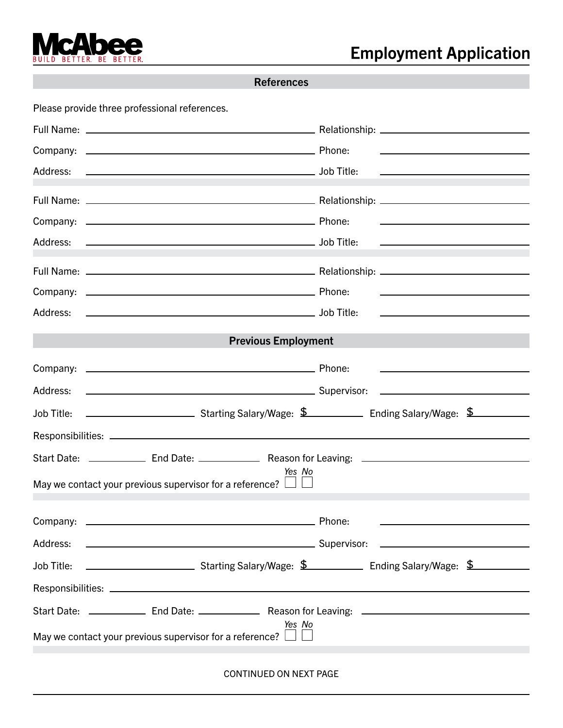**McAbee**
BUILD BETTER. BE BETTER.

# Employment Application

## References

Please provide three professional references.

Full Name: ______________________ Relationship: ______________________

Company: ______________________ Phone: ______________________

Address: ______________________ Job Title: ______________________

Full Name: ______________________ Relationship: ______________________

Company: ______________________ Phone: ______________________

Address: ______________________ Job Title: ______________________

Full Name: ______________________ Relationship: ______________________

Company: ______________________ Phone: ______________________

Address: ______________________ Job Title: ______________________

## Previous Employment

Company: ______________________ Phone: ______________________

Address: ______________________ Supervisor: ______________________

Job Title: ____________ Starting Salary/Wage: $ ________ Ending Salary/Wage: $ ________

Responsibilities: ______________________

Start Date: ________ End Date: ________ Reason for Leaving: ______________________

May we contact your previous supervisor for a reference? *Yes* ☐ *No* ☐

Company: ______________________ Phone: ______________________

Address: ______________________ Supervisor: ______________________

Job Title: ____________ Starting Salary/Wage: $ ________ Ending Salary/Wage: $ ________

Responsibilities: ______________________

Start Date: ________ End Date: ________ Reason for Leaving: ______________________

May we contact your previous supervisor for a reference? *Yes* ☐ *No* ☐

CONTINUED ON NEXT PAGE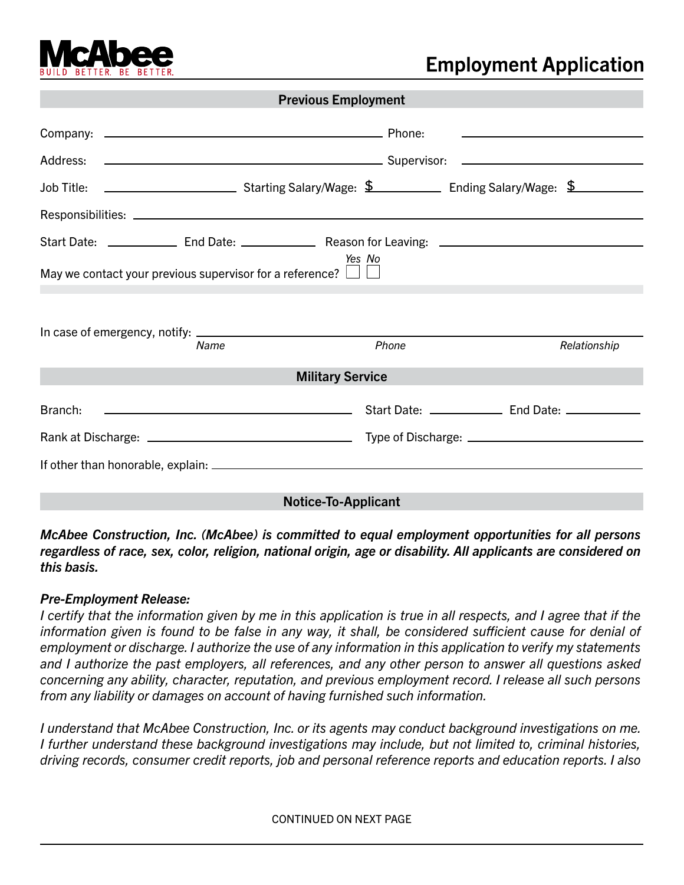McAbee
BUILD BETTER. BE BETTER.

# Employment Application

## Previous Employment

Company: ______________________________ Phone: ______________________________

Address: ______________________________ Supervisor: ______________________________

Job Title: ______________ Starting Salary/Wage: $__________ Ending Salary/Wage: $__________

Responsibilities: ______________________________________________________________

Start Date: __________ End Date: __________ Reason for Leaving: ______________________________

May we contact your previous supervisor for a reference? ☐ Yes ☐ No

In case of emergency, notify: ______________________________________________________________

*Name* *Phone* *Relationship*

## Military Service

Branch: ______________________________ Start Date: __________ End Date: __________

Rank at Discharge: ______________________________ Type of Discharge: ______________________________

If other than honorable, explain: ______________________________________________________________

## Notice-To-Applicant

***McAbee Construction, Inc. (McAbee) is committed to equal employment opportunities for all persons regardless of race, sex, color, religion, national origin, age or disability. All applicants are considered on this basis.***

***Pre-Employment Release:***

*I certify that the information given by me in this application is true in all respects, and I agree that if the information given is found to be false in any way, it shall, be considered sufficient cause for denial of employment or discharge. I authorize the use of any information in this application to verify my statements and I authorize the past employers, all references, and any other person to answer all questions asked concerning any ability, character, reputation, and previous employment record. I release all such persons from any liability or damages on account of having furnished such information.*

*I understand that McAbee Construction, Inc. or its agents may conduct background investigations on me. I further understand these background investigations may include, but not limited to, criminal histories, driving records, consumer credit reports, job and personal reference reports and education reports. I also*

CONTINUED ON NEXT PAGE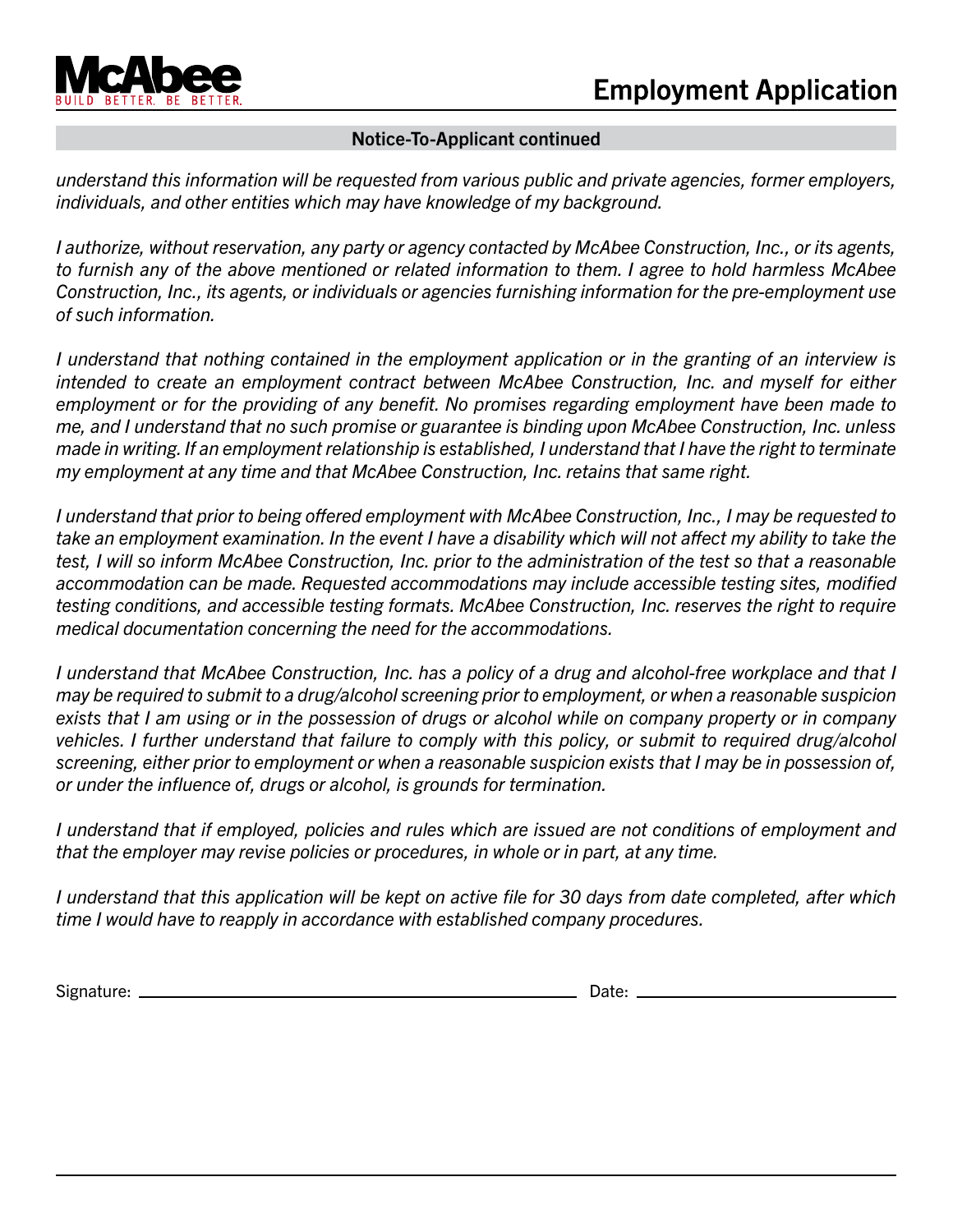McAbee
BUILD BETTER. BE BETTER.

# Employment Application

## Notice-To-Applicant continued

*understand this information will be requested from various public and private agencies, former employers, individuals, and other entities which may have knowledge of my background.*

*I authorize, without reservation, any party or agency contacted by McAbee Construction, Inc., or its agents, to furnish any of the above mentioned or related information to them. I agree to hold harmless McAbee Construction, Inc., its agents, or individuals or agencies furnishing information for the pre-employment use of such information.*

*I understand that nothing contained in the employment application or in the granting of an interview is intended to create an employment contract between McAbee Construction, Inc. and myself for either employment or for the providing of any benefit. No promises regarding employment have been made to me, and I understand that no such promise or guarantee is binding upon McAbee Construction, Inc. unless made in writing. If an employment relationship is established, I understand that I have the right to terminate my employment at any time and that McAbee Construction, Inc. retains that same right.*

*I understand that prior to being offered employment with McAbee Construction, Inc., I may be requested to take an employment examination. In the event I have a disability which will not affect my ability to take the test, I will so inform McAbee Construction, Inc. prior to the administration of the test so that a reasonable accommodation can be made. Requested accommodations may include accessible testing sites, modified testing conditions, and accessible testing formats. McAbee Construction, Inc. reserves the right to require medical documentation concerning the need for the accommodations.*

*I understand that McAbee Construction, Inc. has a policy of a drug and alcohol-free workplace and that I may be required to submit to a drug/alcohol screening prior to employment, or when a reasonable suspicion exists that I am using or in the possession of drugs or alcohol while on company property or in company vehicles. I further understand that failure to comply with this policy, or submit to required drug/alcohol screening, either prior to employment or when a reasonable suspicion exists that I may be in possession of, or under the influence of, drugs or alcohol, is grounds for termination.*

*I understand that if employed, policies and rules which are issued are not conditions of employment and that the employer may revise policies or procedures, in whole or in part, at any time.*

*I understand that this application will be kept on active file for 30 days from date completed, after which time I would have to reapply in accordance with established company procedures.*

Signature: ______________________________ Date: ____________________